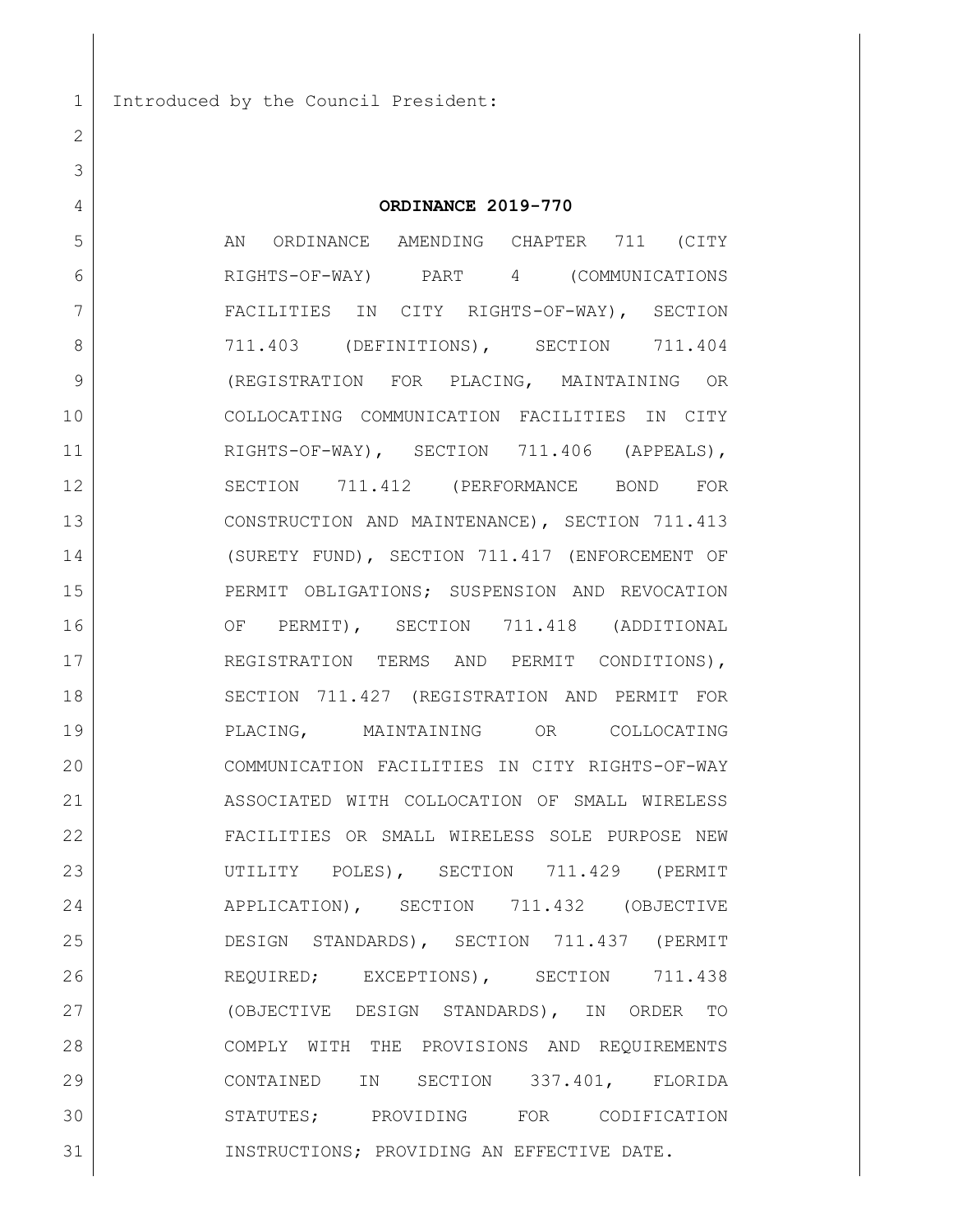Introduced by the Council President:

**ORDINANCE 2019-770**

AN ORDINANCE AMENDING CHAPTER 711 (CITY RIGHTS-OF-WAY) PART 4 (COMMUNICATIONS FACILITIES IN CITY RIGHTS-OF-WAY), SECTION 711.403 (DEFINITIONS), SECTION 711.404 (REGISTRATION FOR PLACING, MAINTAINING OR COLLOCATING COMMUNICATION FACILITIES IN CITY RIGHTS-OF-WAY), SECTION 711.406 (APPEALS), SECTION 711.412 (PERFORMANCE BOND FOR CONSTRUCTION AND MAINTENANCE), SECTION 711.413 (SURETY FUND), SECTION 711.417 (ENFORCEMENT OF PERMIT OBLIGATIONS; SUSPENSION AND REVOCATION OF PERMIT), SECTION 711.418 (ADDITIONAL REGISTRATION TERMS AND PERMIT CONDITIONS), SECTION 711.427 (REGISTRATION AND PERMIT FOR PLACING, MAINTAINING OR COLLOCATING COMMUNICATION FACILITIES IN CITY RIGHTS-OF-WAY ASSOCIATED WITH COLLOCATION OF SMALL WIRELESS FACILITIES OR SMALL WIRELESS SOLE PURPOSE NEW UTILITY POLES), SECTION 711.429 (PERMIT APPLICATION), SECTION 711.432 (OBJECTIVE DESIGN STANDARDS), SECTION 711.437 (PERMIT REQUIRED; EXCEPTIONS), SECTION 711.438 (OBJECTIVE DESIGN STANDARDS), IN ORDER TO COMPLY WITH THE PROVISIONS AND REQUIREMENTS CONTAINED IN SECTION 337.401, FLORIDA STATUTES; PROVIDING FOR CODIFICATION INSTRUCTIONS; PROVIDING AN EFFECTIVE DATE.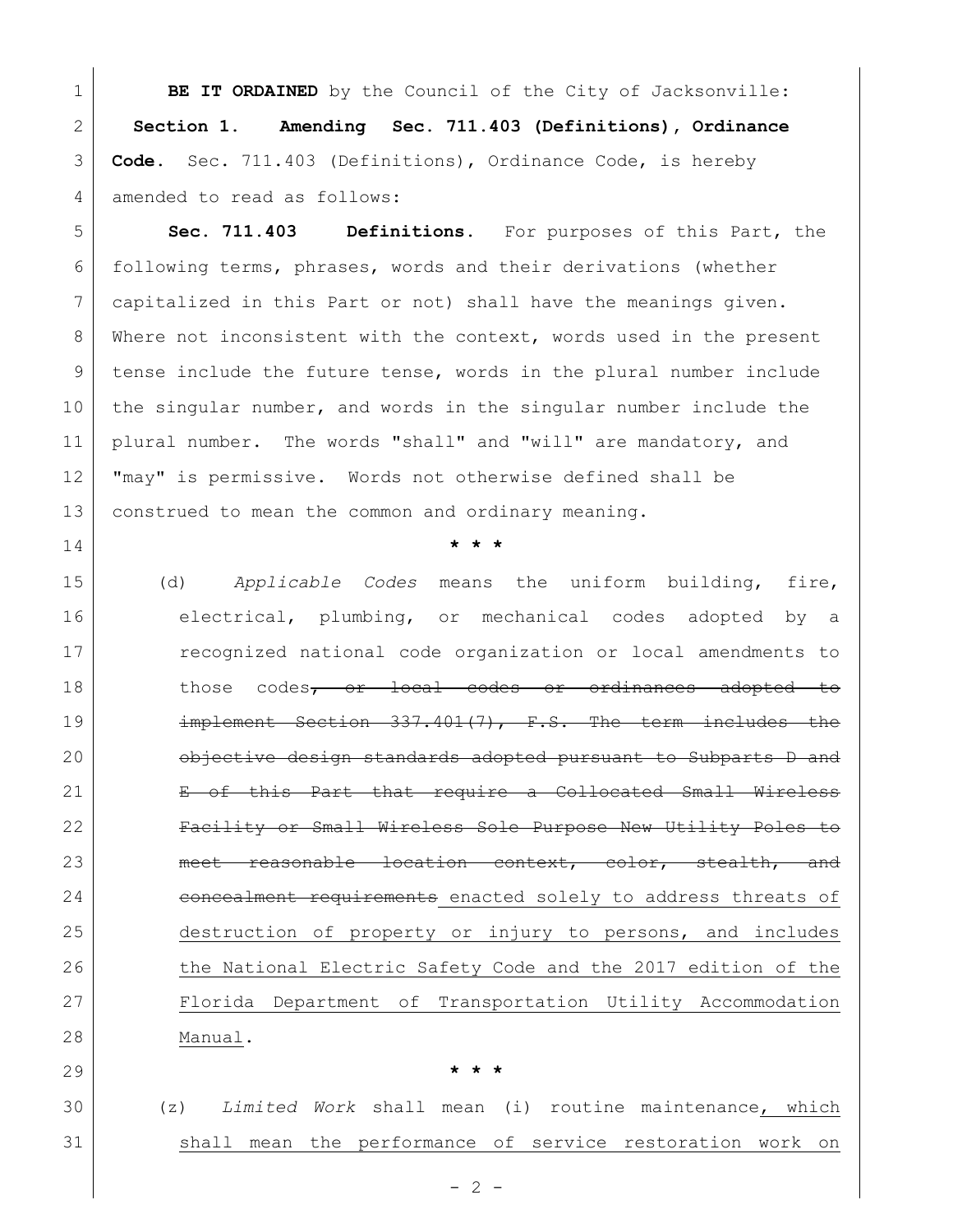**BE IT ORDAINED** by the Council of the City of Jacksonville:

**Section 1. Amending Sec. 711.403 (Definitions), Ordinance Code.** Sec. 711.403 (Definitions), Ordinance Code, is hereby amended to read as follows:

**Sec. 711.403 Definitions.** For purposes of this Part, the following terms, phrases, words and their derivations (whether capitalized in this Part or not) shall have the meanings given. Where not inconsistent with the context, words used in the present tense include the future tense, words in the plural number include the singular number, and words in the singular number include the plural number. The words "shall" and "will" are mandatory, and "may" is permissive. Words not otherwise defined shall be construed to mean the common and ordinary meaning.

\* \* \*

(d) *Applicable Codes* means the uniform building, fire, electrical, plumbing, or mechanical codes adopted by a recognized national code organization or local amendments to those codes~~, or local codes or ordinances adopted to implement Section 337.401(7), F.S. The term includes the objective design standards adopted pursuant to Subparts D and E of this Part that require a Collocated Small Wireless Facility or Small Wireless Sole Purpose New Utility Poles to meet reasonable location context, color, stealth, and concealment requirements~~ <u>enacted solely to address threats of destruction of property or injury to persons, and includes the National Electric Safety Code and the 2017 edition of the Florida Department of Transportation Utility Accommodation Manual</u>.

\* \* \*

(z) *Limited Work* shall mean (i) routine maintenance<u>, which shall mean the performance of service restoration work on</u>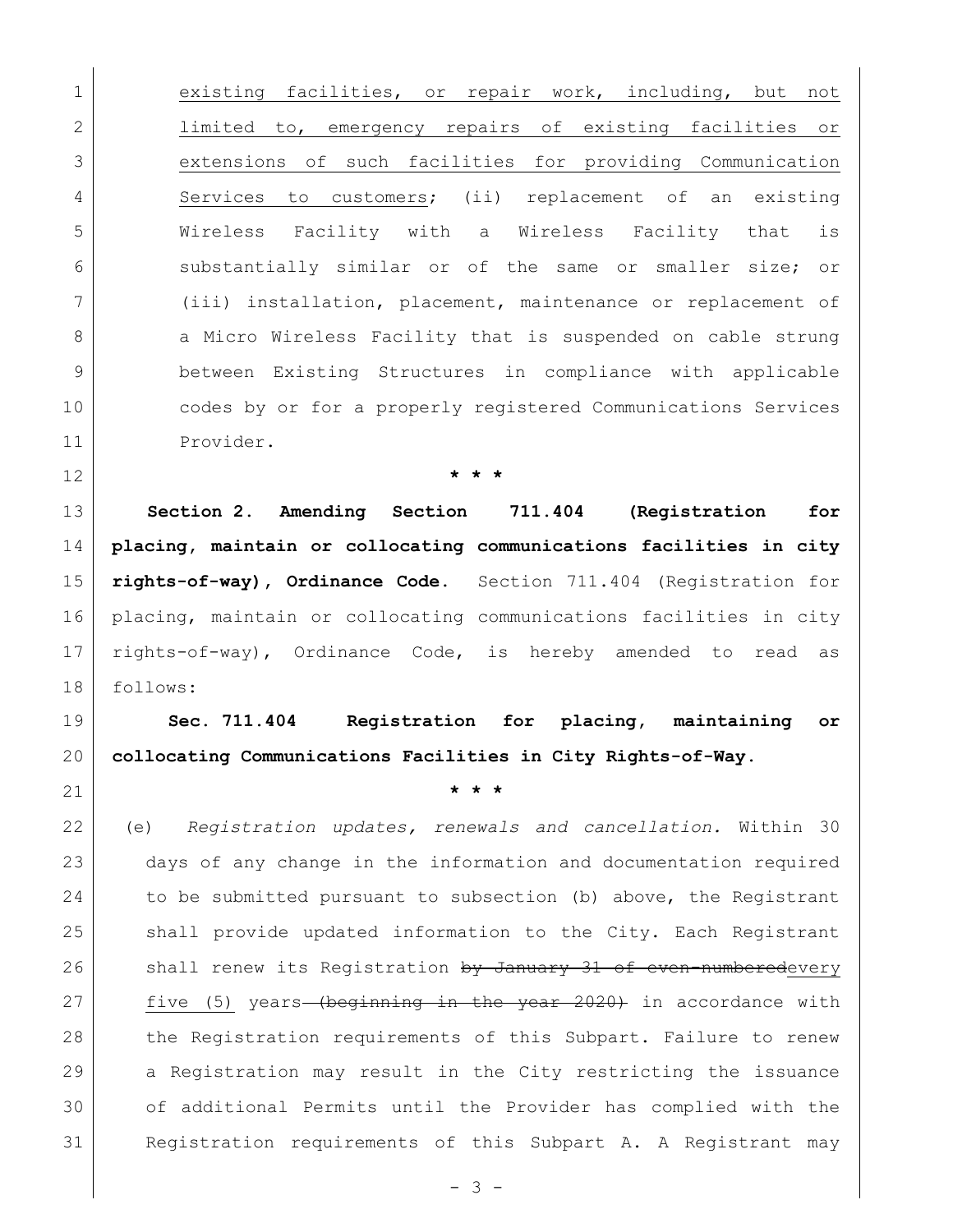existing facilities, or repair work, including, but not limited to, emergency repairs of existing facilities or extensions of such facilities for providing Communication Services to customers; (ii) replacement of an existing Wireless Facility with a Wireless Facility that is substantially similar or of the same or smaller size; or (iii) installation, placement, maintenance or replacement of a Micro Wireless Facility that is suspended on cable strung between Existing Structures in compliance with applicable codes by or for a properly registered Communications Services Provider.

\* \* \*

**Section 2. Amending Section 711.404 (Registration for placing, maintain or collocating communications facilities in city rights-of-way), Ordinance Code.** Section 711.404 (Registration for placing, maintain or collocating communications facilities in city rights-of-way), Ordinance Code, is hereby amended to read as follows:

**Sec. 711.404 Registration for placing, maintaining or collocating Communications Facilities in City Rights-of-Way.**

\* \* \*

(e) *Registration updates, renewals and cancellation.* Within 30 days of any change in the information and documentation required to be submitted pursuant to subsection (b) above, the Registrant shall provide updated information to the City. Each Registrant shall renew its Registration ~~by January 31 of even-numbered~~every five (5) years ~~(beginning in the year 2020)~~ in accordance with the Registration requirements of this Subpart. Failure to renew a Registration may result in the City restricting the issuance of additional Permits until the Provider has complied with the Registration requirements of this Subpart A. A Registrant may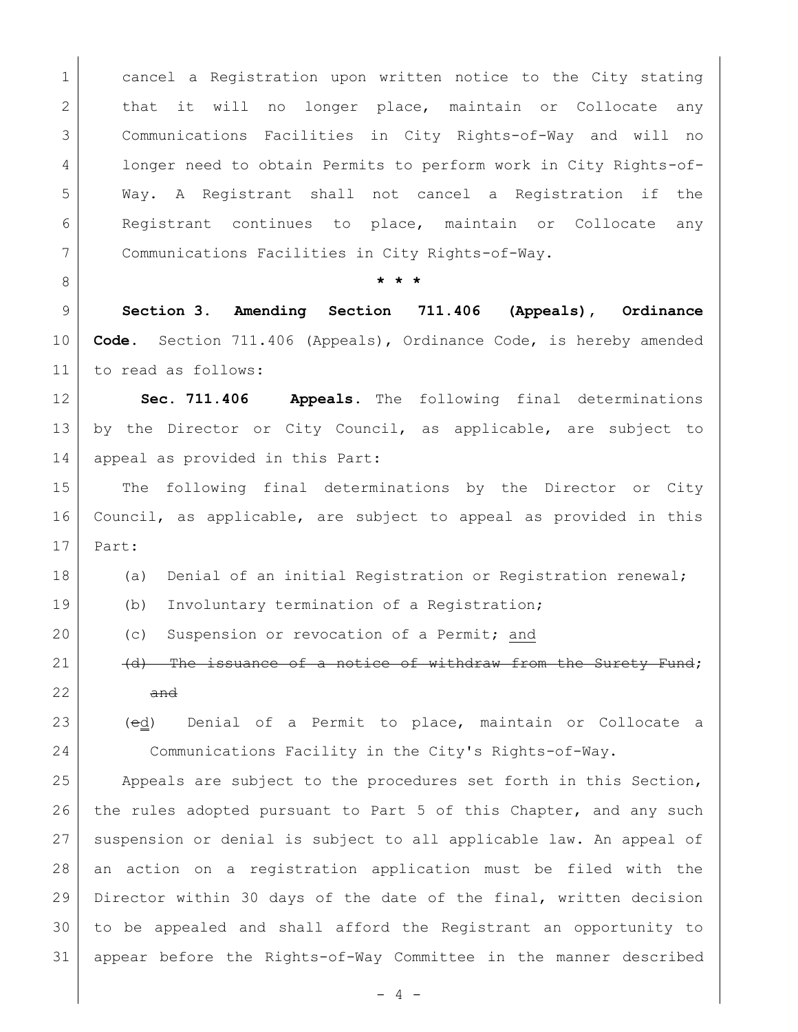cancel a Registration upon written notice to the City stating that it will no longer place, maintain or Collocate any Communications Facilities in City Rights-of-Way and will no longer need to obtain Permits to perform work in City Rights-of-Way. A Registrant shall not cancel a Registration if the Registrant continues to place, maintain or Collocate any Communications Facilities in City Rights-of-Way.

\* \* \*

**Section 3. Amending Section 711.406 (Appeals), Ordinance Code.** Section 711.406 (Appeals), Ordinance Code, is hereby amended to read as follows:

**Sec. 711.406 Appeals.** The following final determinations by the Director or City Council, as applicable, are subject to appeal as provided in this Part:

The following final determinations by the Director or City Council, as applicable, are subject to appeal as provided in this Part:

(a) Denial of an initial Registration or Registration renewal;

(b) Involuntary termination of a Registration;

(c) Suspension or revocation of a Permit; <u>and</u>

~~(d) The issuance of a notice of withdraw from the Surety Fund; and~~

(~~e~~<u>d</u>) Denial of a Permit to place, maintain or Collocate a Communications Facility in the City's Rights-of-Way.

Appeals are subject to the procedures set forth in this Section, the rules adopted pursuant to Part 5 of this Chapter, and any such suspension or denial is subject to all applicable law. An appeal of an action on a registration application must be filed with the Director within 30 days of the date of the final, written decision to be appealed and shall afford the Registrant an opportunity to appear before the Rights-of-Way Committee in the manner described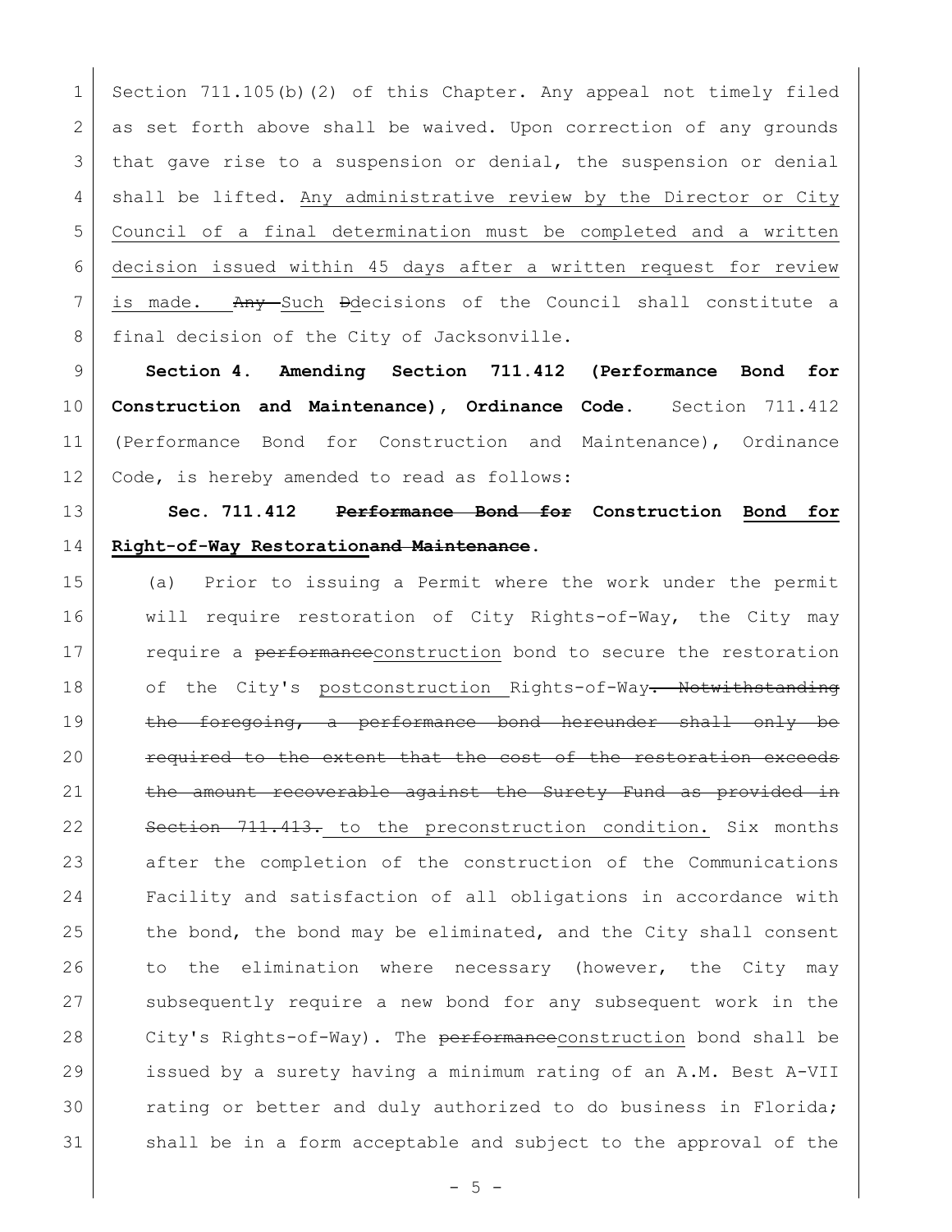Section 711.105(b)(2) of this Chapter. Any appeal not timely filed as set forth above shall be waived. Upon correction of any grounds that gave rise to a suspension or denial, the suspension or denial shall be lifted. <u>Any administrative review by the Director or City Council of a final determination must be completed and a written decision issued within 45 days after a written request for review is made.</u> ~~Any~~ <u>Such</u> ~~D~~<u>d</u>ecisions of the Council shall constitute a final decision of the City of Jacksonville.

**Section 4. Amending Section 711.412 (Performance Bond for Construction and Maintenance), Ordinance Code.** Section 711.412 (Performance Bond for Construction and Maintenance), Ordinance Code, is hereby amended to read as follows:

**Sec. 711.412 ~~Performance Bond for~~ Construction <u>Bond for Right-of-Way Restoration</u>~~and Maintenance~~.**

(a) Prior to issuing a Permit where the work under the permit will require restoration of City Rights-of-Way, the City may require a ~~performance~~<u>construction</u> bond to secure the restoration of the City's <u>postconstruction</u> Rights-of-Way~~. Notwithstanding the foregoing, a performance bond hereunder shall only be required to the extent that the cost of the restoration exceeds the amount recoverable against the Surety Fund as provided in Section 711.413.~~ <u>to the preconstruction condition</u>. Six months after the completion of the construction of the Communications Facility and satisfaction of all obligations in accordance with the bond, the bond may be eliminated, and the City shall consent to the elimination where necessary (however, the City may subsequently require a new bond for any subsequent work in the City's Rights-of-Way). The ~~performance~~<u>construction</u> bond shall be issued by a surety having a minimum rating of an A.M. Best A-VII rating or better and duly authorized to do business in Florida; shall be in a form acceptable and subject to the approval of the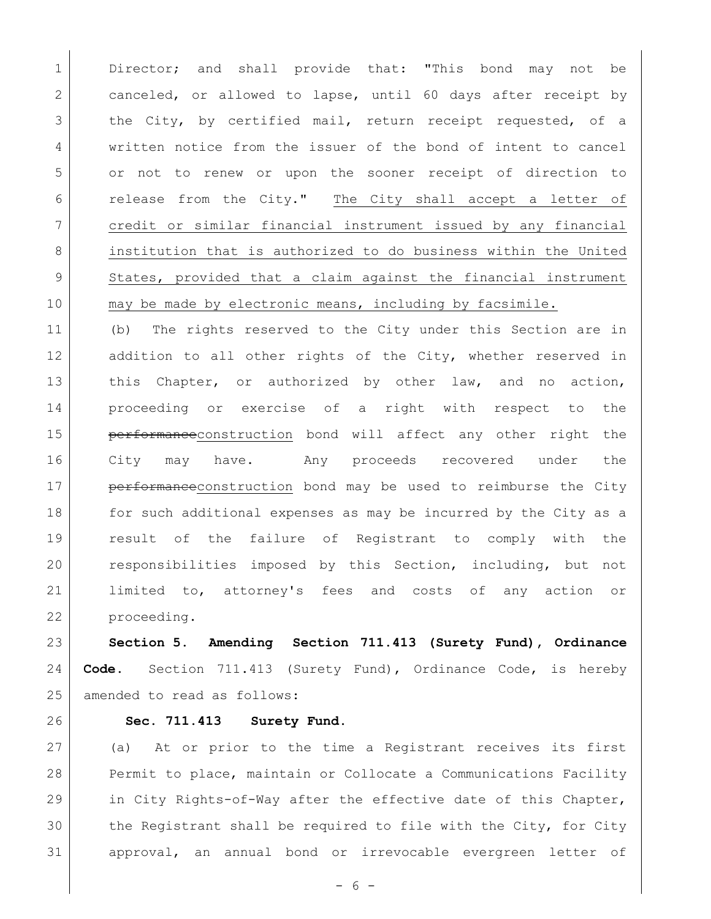Director; and shall provide that: "This bond may not be canceled, or allowed to lapse, until 60 days after receipt by the City, by certified mail, return receipt requested, of a written notice from the issuer of the bond of intent to cancel or not to renew or upon the sooner receipt of direction to release from the City." <u>The City shall accept a letter of credit or similar financial instrument issued by any financial institution that is authorized to do business within the United States, provided that a claim against the financial instrument may be made by electronic means, including by facsimile.</u>

(b) The rights reserved to the City under this Section are in addition to all other rights of the City, whether reserved in this Chapter, or authorized by other law, and no action, proceeding or exercise of a right with respect to the ~~performance~~<u>construction</u> bond will affect any other right the City may have. Any proceeds recovered under the ~~performance~~<u>construction</u> bond may be used to reimburse the City for such additional expenses as may be incurred by the City as a result of the failure of Registrant to comply with the responsibilities imposed by this Section, including, but not limited to, attorney's fees and costs of any action or proceeding.

**Section 5. Amending Section 711.413 (Surety Fund), Ordinance Code.** Section 711.413 (Surety Fund), Ordinance Code, is hereby amended to read as follows:

**Sec. 711.413 Surety Fund.**

(a) At or prior to the time a Registrant receives its first Permit to place, maintain or Collocate a Communications Facility in City Rights-of-Way after the effective date of this Chapter, the Registrant shall be required to file with the City, for City approval, an annual bond or irrevocable evergreen letter of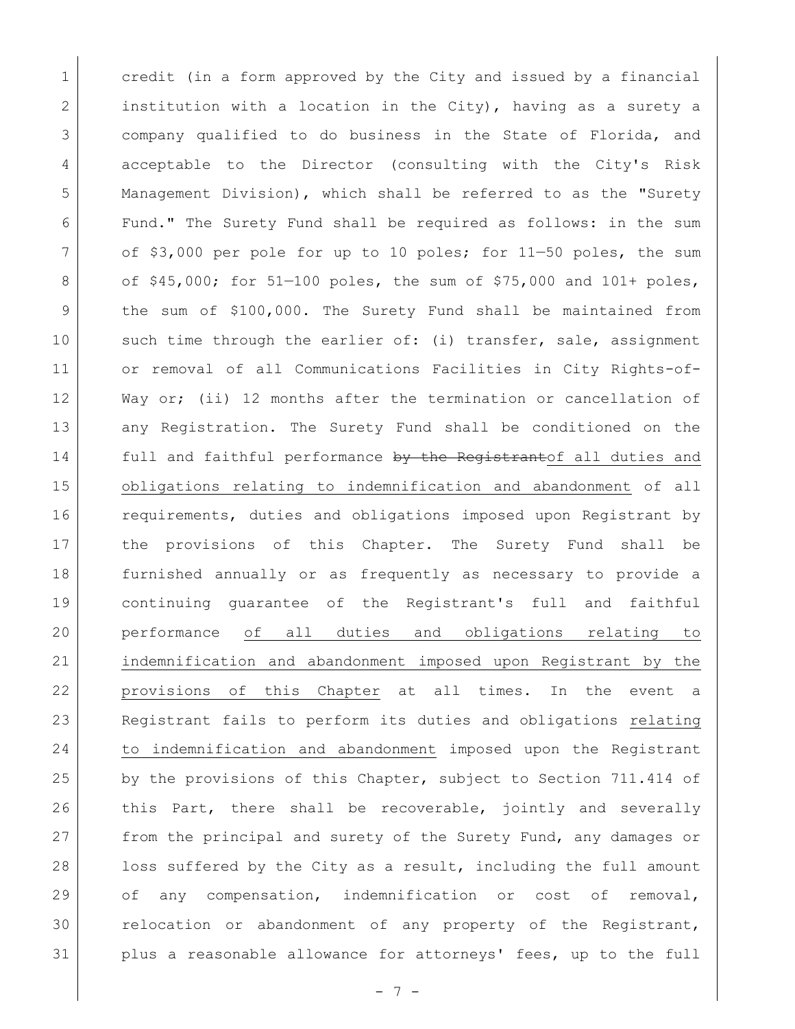credit (in a form approved by the City and issued by a financial institution with a location in the City), having as a surety a company qualified to do business in the State of Florida, and acceptable to the Director (consulting with the City's Risk Management Division), which shall be referred to as the "Surety Fund." The Surety Fund shall be required as follows: in the sum of $3,000 per pole for up to 10 poles; for 11—50 poles, the sum of $45,000; for 51—100 poles, the sum of $75,000 and 101+ poles, the sum of $100,000. The Surety Fund shall be maintained from such time through the earlier of: (i) transfer, sale, assignment or removal of all Communications Facilities in City Rights-of-Way or; (ii) 12 months after the termination or cancellation of any Registration. The Surety Fund shall be conditioned on the full and faithful performance ~~by the Registrant~~<u>of all duties and obligations relating to indemnification and abandonment</u> of all requirements, duties and obligations imposed upon Registrant by the provisions of this Chapter. The Surety Fund shall be furnished annually or as frequently as necessary to provide a continuing guarantee of the Registrant's full and faithful performance <u>of all duties and obligations relating to indemnification and abandonment imposed upon Registrant by the provisions of this Chapter</u> at all times. In the event a Registrant fails to perform its duties and obligations <u>relating to indemnification and abandonment</u> imposed upon the Registrant by the provisions of this Chapter, subject to Section 711.414 of this Part, there shall be recoverable, jointly and severally from the principal and surety of the Surety Fund, any damages or loss suffered by the City as a result, including the full amount of any compensation, indemnification or cost of removal, relocation or abandonment of any property of the Registrant, plus a reasonable allowance for attorneys' fees, up to the full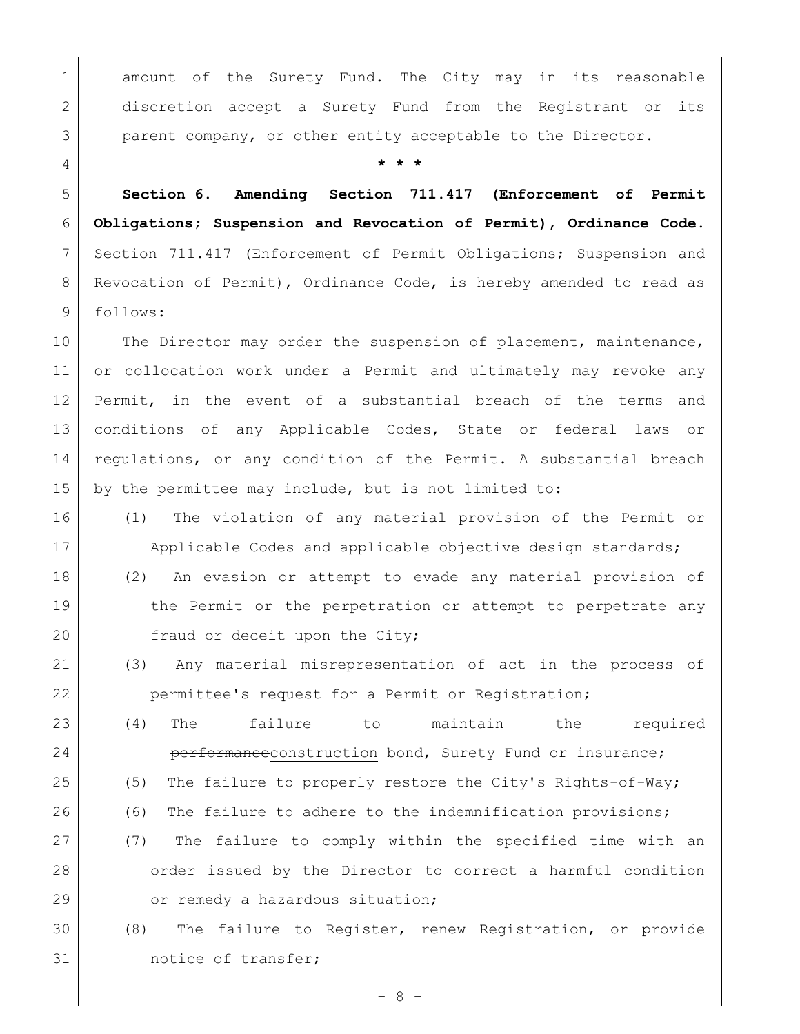amount of the Surety Fund. The City may in its reasonable discretion accept a Surety Fund from the Registrant or its parent company, or other entity acceptable to the Director.

**\* \* \***

**Section 6. Amending Section 711.417 (Enforcement of Permit Obligations; Suspension and Revocation of Permit), Ordinance Code.** Section 711.417 (Enforcement of Permit Obligations; Suspension and Revocation of Permit), Ordinance Code, is hereby amended to read as follows:

The Director may order the suspension of placement, maintenance, or collocation work under a Permit and ultimately may revoke any Permit, in the event of a substantial breach of the terms and conditions of any Applicable Codes, State or federal laws or regulations, or any condition of the Permit. A substantial breach by the permittee may include, but is not limited to:

(1) The violation of any material provision of the Permit or Applicable Codes and applicable objective design standards;

(2) An evasion or attempt to evade any material provision of the Permit or the perpetration or attempt to perpetrate any fraud or deceit upon the City;

(3) Any material misrepresentation of act in the process of permittee's request for a Permit or Registration;

(4) The failure to maintain the required ~~performance~~<u>construction</u> bond, Surety Fund or insurance;

(5) The failure to properly restore the City's Rights-of-Way;

(6) The failure to adhere to the indemnification provisions;

(7) The failure to comply within the specified time with an order issued by the Director to correct a harmful condition or remedy a hazardous situation;

(8) The failure to Register, renew Registration, or provide notice of transfer;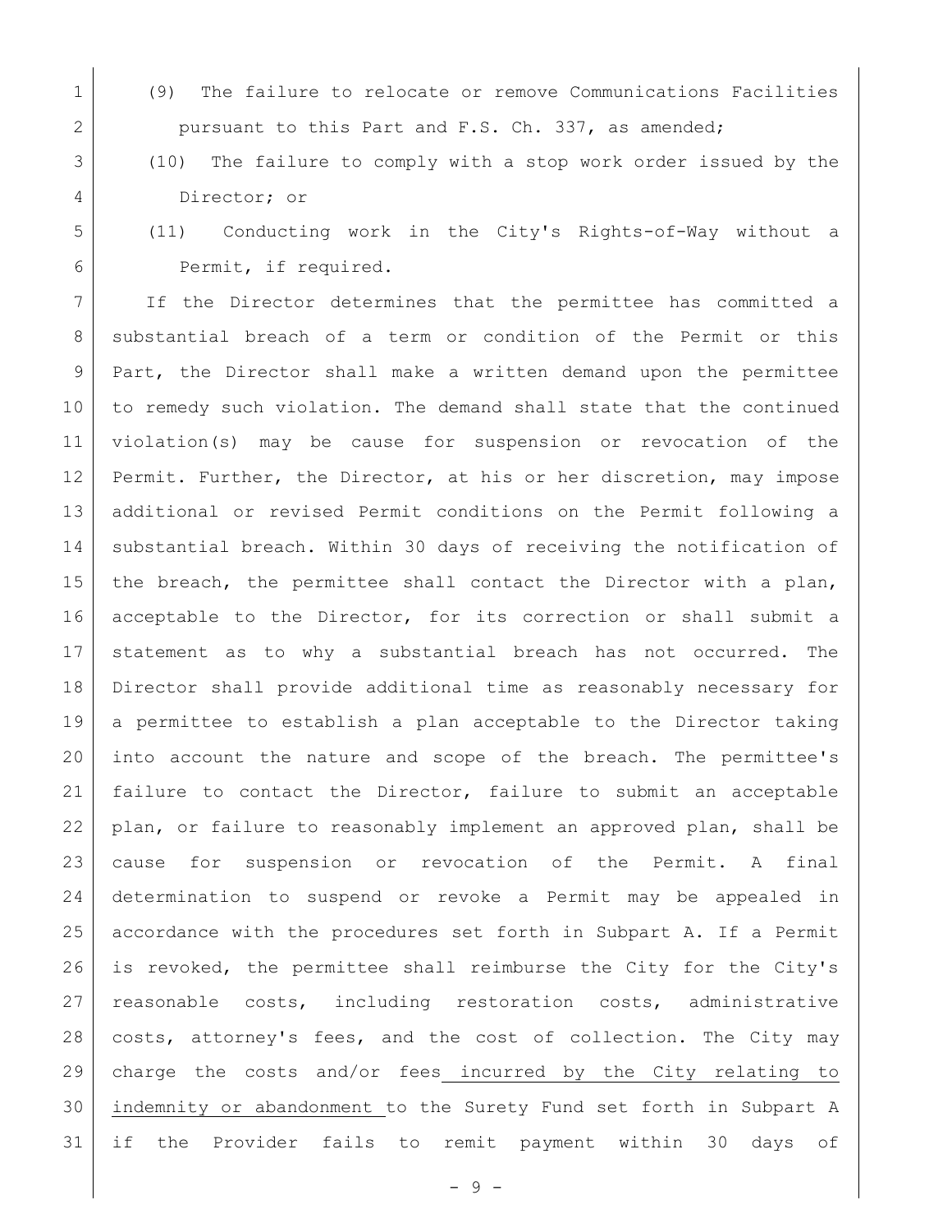(9) The failure to relocate or remove Communications Facilities pursuant to this Part and F.S. Ch. 337, as amended;

(10) The failure to comply with a stop work order issued by the Director; or

(11) Conducting work in the City's Rights-of-Way without a Permit, if required.

If the Director determines that the permittee has committed a substantial breach of a term or condition of the Permit or this Part, the Director shall make a written demand upon the permittee to remedy such violation. The demand shall state that the continued violation(s) may be cause for suspension or revocation of the Permit. Further, the Director, at his or her discretion, may impose additional or revised Permit conditions on the Permit following a substantial breach. Within 30 days of receiving the notification of the breach, the permittee shall contact the Director with a plan, acceptable to the Director, for its correction or shall submit a statement as to why a substantial breach has not occurred. The Director shall provide additional time as reasonably necessary for a permittee to establish a plan acceptable to the Director taking into account the nature and scope of the breach. The permittee's failure to contact the Director, failure to submit an acceptable plan, or failure to reasonably implement an approved plan, shall be cause for suspension or revocation of the Permit. A final determination to suspend or revoke a Permit may be appealed in accordance with the procedures set forth in Subpart A. If a Permit is revoked, the permittee shall reimburse the City for the City's reasonable costs, including restoration costs, administrative costs, attorney's fees, and the cost of collection. The City may charge the costs and/or fees <u>incurred by the City relating to indemnity or abandonment</u> to the Surety Fund set forth in Subpart A if the Provider fails to remit payment within 30 days of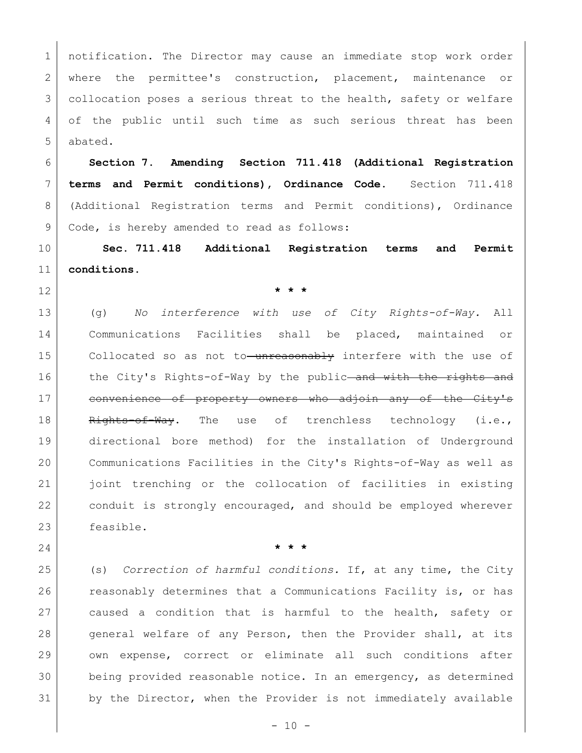notification. The Director may cause an immediate stop work order where the permittee's construction, placement, maintenance or collocation poses a serious threat to the health, safety or welfare of the public until such time as such serious threat has been abated.

**Section 7. Amending Section 711.418 (Additional Registration terms and Permit conditions), Ordinance Code.** Section 711.418 (Additional Registration terms and Permit conditions), Ordinance Code, is hereby amended to read as follows:

**Sec. 711.418 Additional Registration terms and Permit conditions.**

\* \* \*

(g) *No interference with use of City Rights-of-Way.* All Communications Facilities shall be placed, maintained or Collocated so as not to ~~unreasonably~~ interfere with the use of the City's Rights-of-Way by the public ~~and with the rights and convenience of property owners who adjoin any of the City's Rights-of-Way~~. The use of trenchless technology (i.e., directional bore method) for the installation of Underground Communications Facilities in the City's Rights-of-Way as well as joint trenching or the collocation of facilities in existing conduit is strongly encouraged, and should be employed wherever feasible.

\* \* \*

(s) *Correction of harmful conditions.* If, at any time, the City reasonably determines that a Communications Facility is, or has caused a condition that is harmful to the health, safety or general welfare of any Person, then the Provider shall, at its own expense, correct or eliminate all such conditions after being provided reasonable notice. In an emergency, as determined by the Director, when the Provider is not immediately available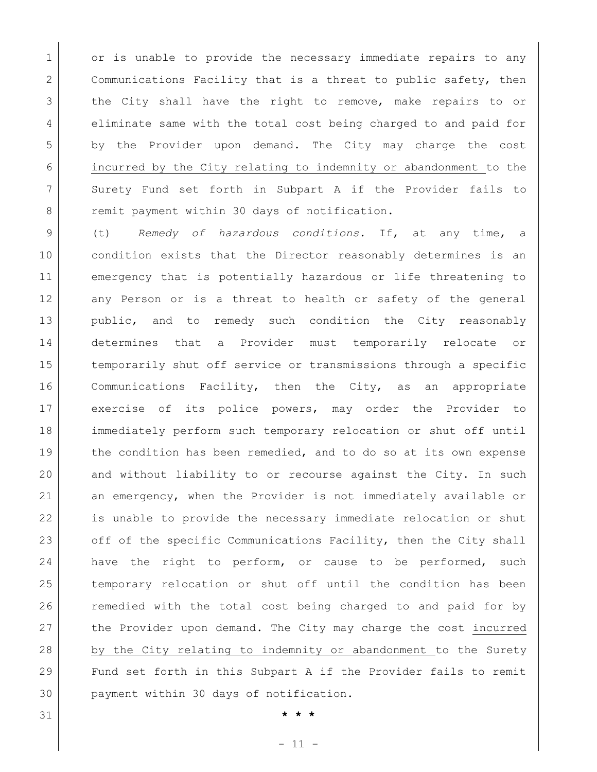or is unable to provide the necessary immediate repairs to any Communications Facility that is a threat to public safety, then the City shall have the right to remove, make repairs to or eliminate same with the total cost being charged to and paid for by the Provider upon demand. The City may charge the cost <u>incurred by the City relating to indemnity or abandonment</u> to the Surety Fund set forth in Subpart A if the Provider fails to remit payment within 30 days of notification.

(t) *Remedy of hazardous conditions.* If, at any time, a condition exists that the Director reasonably determines is an emergency that is potentially hazardous or life threatening to any Person or is a threat to health or safety of the general public, and to remedy such condition the City reasonably determines that a Provider must temporarily relocate or temporarily shut off service or transmissions through a specific Communications Facility, then the City, as an appropriate exercise of its police powers, may order the Provider to immediately perform such temporary relocation or shut off until the condition has been remedied, and to do so at its own expense and without liability to or recourse against the City. In such an emergency, when the Provider is not immediately available or is unable to provide the necessary immediate relocation or shut off of the specific Communications Facility, then the City shall have the right to perform, or cause to be performed, such temporary relocation or shut off until the condition has been remedied with the total cost being charged to and paid for by the Provider upon demand. The City may charge the cost <u>incurred by the City relating to indemnity or abandonment</u> to the Surety Fund set forth in this Subpart A if the Provider fails to remit payment within 30 days of notification.

\* \* \*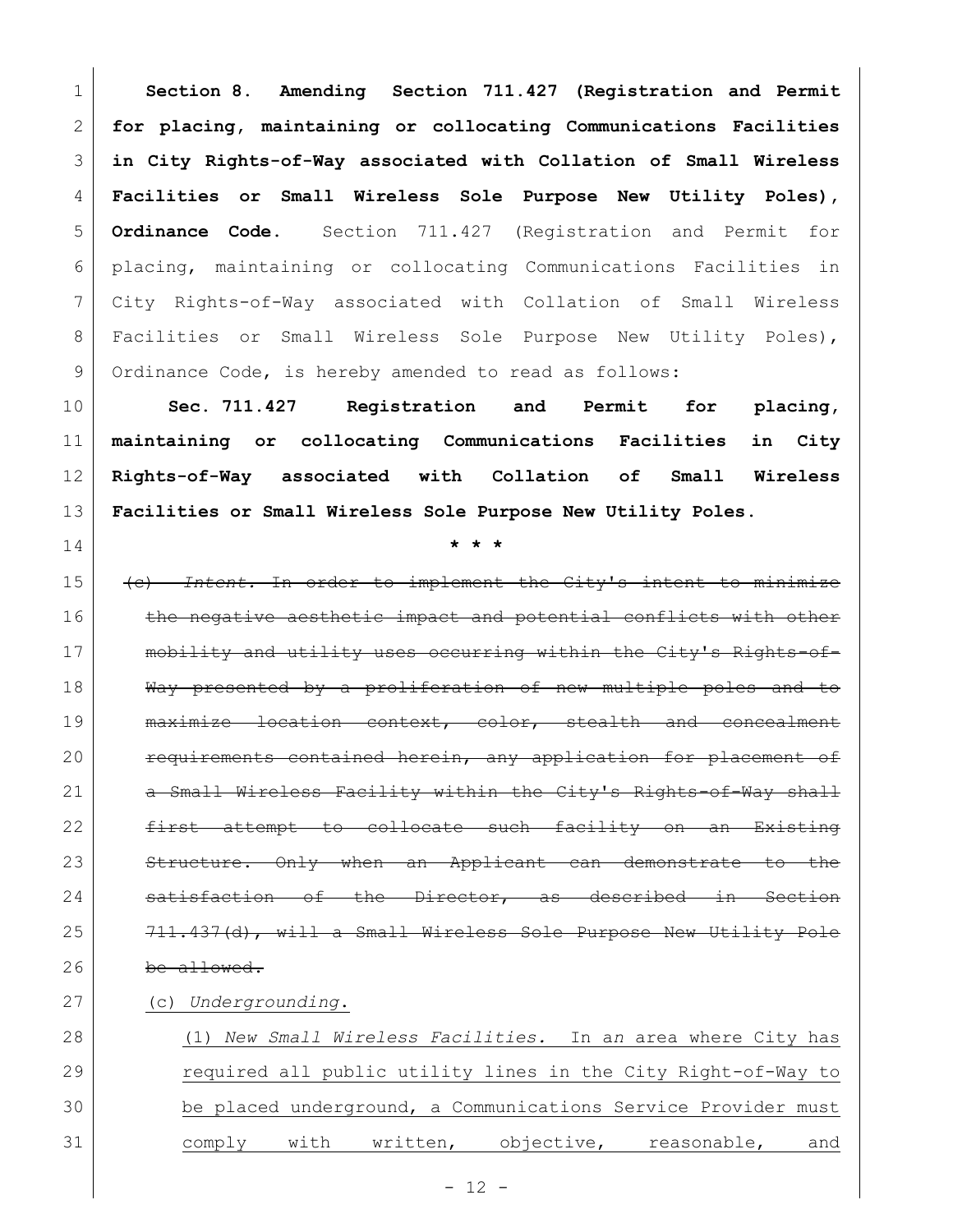**Section 8. Amending Section 711.427 (Registration and Permit for placing, maintaining or collocating Communications Facilities in City Rights-of-Way associated with Collation of Small Wireless Facilities or Small Wireless Sole Purpose New Utility Poles), Ordinance Code.** Section 711.427 (Registration and Permit for placing, maintaining or collocating Communications Facilities in City Rights-of-Way associated with Collation of Small Wireless Facilities or Small Wireless Sole Purpose New Utility Poles), Ordinance Code, is hereby amended to read as follows:

**Sec. 711.427 Registration and Permit for placing, maintaining or collocating Communications Facilities in City Rights-of-Way associated with Collation of Small Wireless Facilities or Small Wireless Sole Purpose New Utility Poles.**

\* \* \*

~~(c) *Intent.* In order to implement the City's intent to minimize the negative aesthetic impact and potential conflicts with other mobility and utility uses occurring within the City's Rights-of-Way presented by a proliferation of new multiple poles and to maximize location context, color, stealth and concealment requirements contained herein, any application for placement of a Small Wireless Facility within the City's Rights-of-Way shall first attempt to collocate such facility on an Existing Structure. Only when an Applicant can demonstrate to the satisfaction of the Director, as described in Section 711.437(d), will a Small Wireless Sole Purpose New Utility Pole be allowed.~~

<u>(c) *Undergrounding*.</u>

<u>(1) *New Small Wireless Facilities.* In a*n* area where City has required all public utility lines in the City Right-of-Way to be placed underground, a Communications Service Provider must comply with written, objective, reasonable, and</u>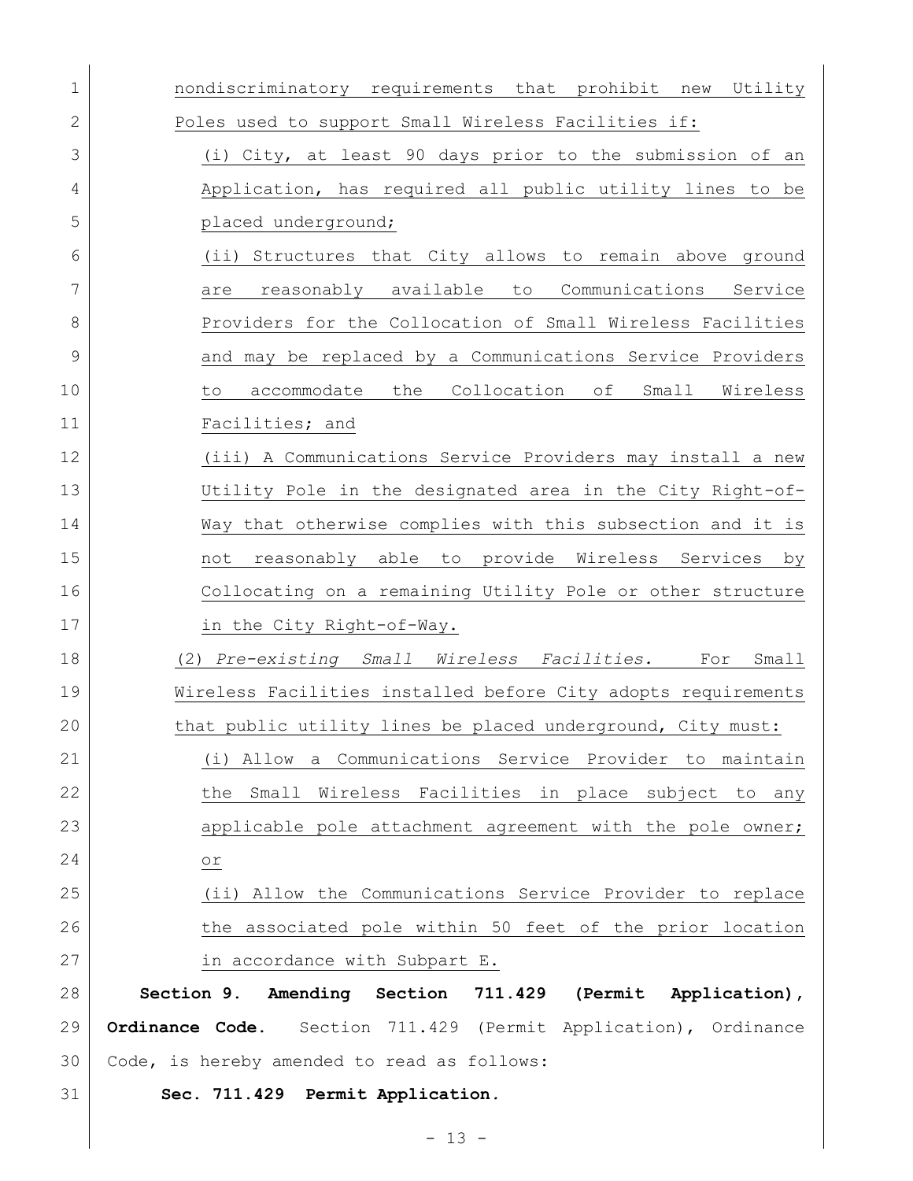nondiscriminatory requirements that prohibit new Utility Poles used to support Small Wireless Facilities if:

(i) City, at least 90 days prior to the submission of an Application, has required all public utility lines to be placed underground;

(ii) Structures that City allows to remain above ground are reasonably available to Communications Service Providers for the Collocation of Small Wireless Facilities and may be replaced by a Communications Service Providers to accommodate the Collocation of Small Wireless Facilities; and

(iii) A Communications Service Providers may install a new Utility Pole in the designated area in the City Right-of-Way that otherwise complies with this subsection and it is not reasonably able to provide Wireless Services by Collocating on a remaining Utility Pole or other structure in the City Right-of-Way.

(2) *Pre-existing Small Wireless Facilities.* For Small Wireless Facilities installed before City adopts requirements that public utility lines be placed underground, City must:

(i) Allow a Communications Service Provider to maintain the Small Wireless Facilities in place subject to any applicable pole attachment agreement with the pole owner; or

(ii) Allow the Communications Service Provider to replace the associated pole within 50 feet of the prior location in accordance with Subpart E.

**Section 9. Amending Section 711.429 (Permit Application), Ordinance Code.** Section 711.429 (Permit Application), Ordinance Code, is hereby amended to read as follows:

**Sec. 711.429 Permit Application.**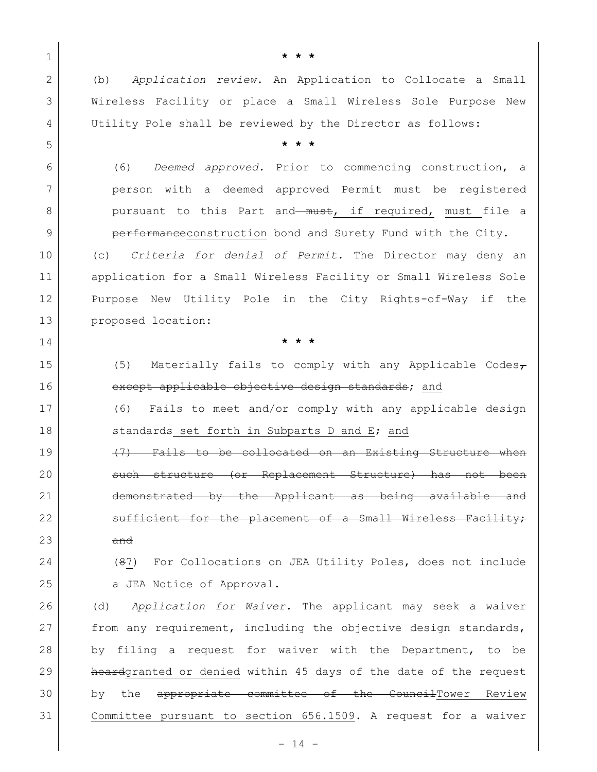\* \* \*

(b) *Application review.* An Application to Collocate a Small Wireless Facility or place a Small Wireless Sole Purpose New Utility Pole shall be reviewed by the Director as follows:

\* \* \*

(6) *Deemed approved.* Prior to commencing construction, a person with a deemed approved Permit must be registered pursuant to this Part and ~~must~~, if required, must file a ~~performance~~construction bond and Surety Fund with the City.

(c) *Criteria for denial of Permit.* The Director may deny an application for a Small Wireless Facility or Small Wireless Sole Purpose New Utility Pole in the City Rights-of-Way if the proposed location:

\* \* \*

(5) Materially fails to comply with any Applicable Codes~~, except applicable objective design standards~~; and

(6) Fails to meet and/or comply with any applicable design standards set forth in Subparts D and E; and

~~(7) Fails to be collocated on an Existing Structure when such structure (or Replacement Structure) has not been demonstrated by the Applicant as being available and sufficient for the placement of a Small Wireless Facility; and~~

(~~8~~7) For Collocations on JEA Utility Poles, does not include a JEA Notice of Approval.

(d) *Application for Waiver.* The applicant may seek a waiver from any requirement, including the objective design standards, by filing a request for waiver with the Department, to be ~~heard~~granted or denied within 45 days of the date of the request by the ~~appropriate committee of the Council~~Tower Review Committee pursuant to section 656.1509. A request for a waiver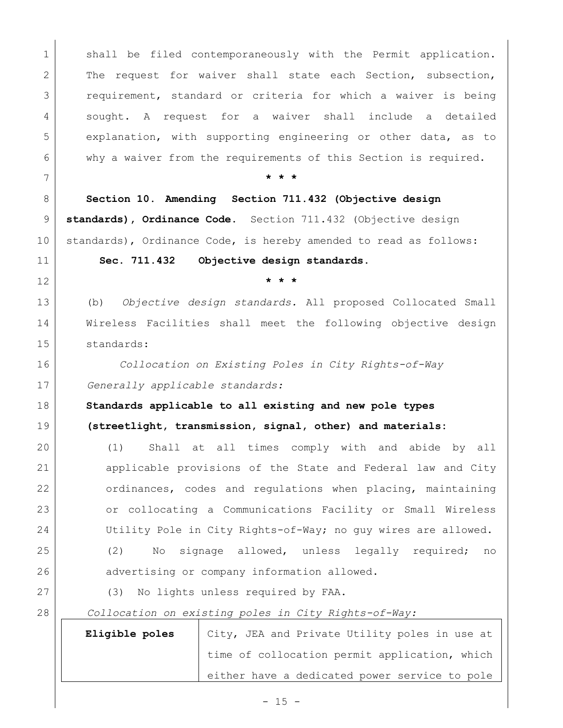shall be filed contemporaneously with the Permit application. The request for waiver shall state each Section, subsection, requirement, standard or criteria for which a waiver is being sought. A request for a waiver shall include a detailed explanation, with supporting engineering or other data, as to why a waiver from the requirements of this Section is required.

\* \* \*

**Section 10. Amending Section 711.432 (Objective design standards), Ordinance Code.** Section 711.432 (Objective design standards), Ordinance Code, is hereby amended to read as follows:

**Sec. 711.432 Objective design standards.**

\* \* \*

(b) *Objective design standards.* All proposed Collocated Small Wireless Facilities shall meet the following objective design standards:

*Collocation on Existing Poles in City Rights-of-Way*

*Generally applicable standards:*

**Standards applicable to all existing and new pole types (streetlight, transmission, signal, other) and materials:**

(1) Shall at all times comply with and abide by all applicable provisions of the State and Federal law and City ordinances, codes and regulations when placing, maintaining or collocating a Communications Facility or Small Wireless Utility Pole in City Rights-of-Way; no guy wires are allowed.

(2) No signage allowed, unless legally required; no advertising or company information allowed.

(3) No lights unless required by FAA.

*Collocation on existing poles in City Rights-of-Way:*

| | |
|---|---|
| **Eligible poles** | City, JEA and Private Utility poles in use at time of collocation permit application, which either have a dedicated power service to pole |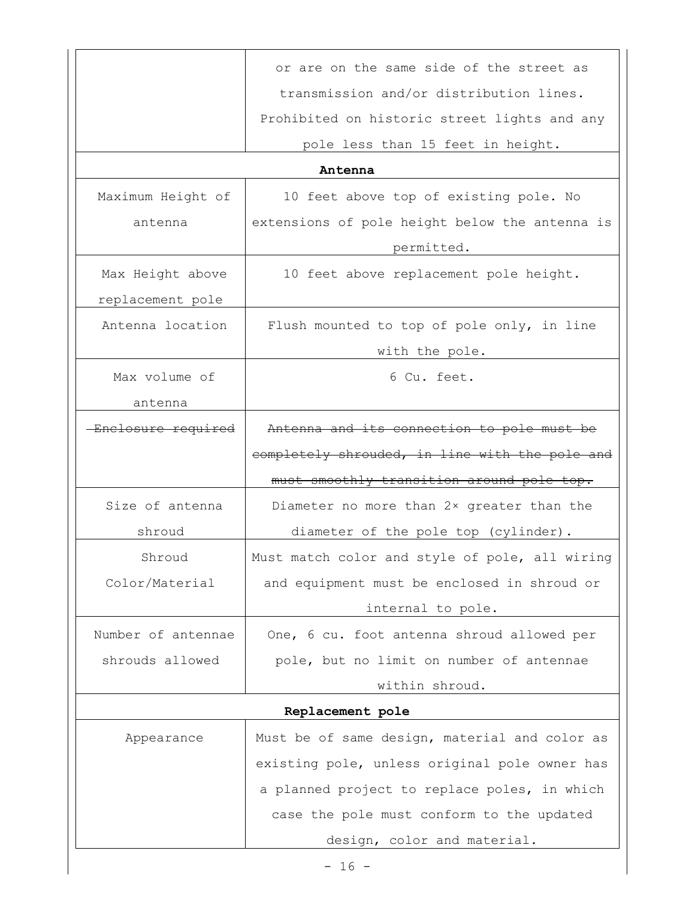| | |
|---|---|
| | or are on the same side of the street as transmission and/or distribution lines. Prohibited on historic street lights and any pole less than 15 feet in height. |
| **Antenna** | |
| Maximum Height of antenna | 10 feet above top of existing pole. No extensions of pole height below the antenna is permitted. |
| Max Height above replacement pole | 10 feet above replacement pole height. |
| Antenna location | Flush mounted to top of pole only, in line with the pole. |
| Max volume of antenna | 6 Cu. feet. |
| ~~Enclosure required~~ | ~~Antenna and its connection to pole must be completely shrouded, in line with the pole and must smoothly transition around pole top.~~ |
| Size of antenna shroud | Diameter no more than 2× greater than the diameter of the pole top (cylinder). |
| Shroud Color/Material | Must match color and style of pole, all wiring and equipment must be enclosed in shroud or internal to pole. |
| Number of antennae shrouds allowed | One, 6 cu. foot antenna shroud allowed per pole, but no limit on number of antennae within shroud. |
| **Replacement pole** | |
| Appearance | Must be of same design, material and color as existing pole, unless original pole owner has a planned project to replace poles, in which case the pole must conform to the updated design, color and material. |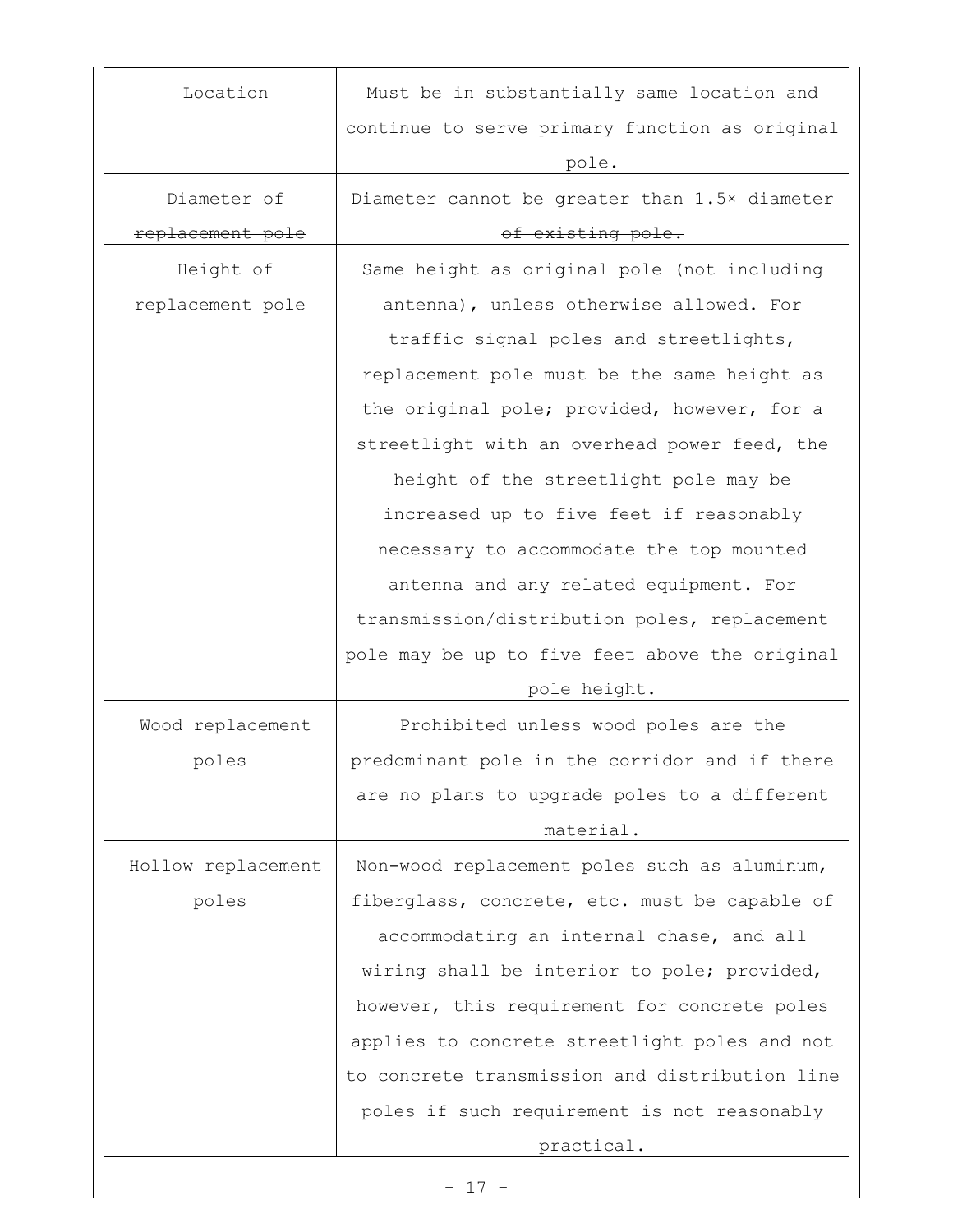| | |
|---|---|
| Location | Must be in substantially same location and continue to serve primary function as original pole. |
| ~~Diameter of replacement pole~~ | ~~Diameter cannot be greater than 1.5× diameter of existing pole.~~ |
| Height of replacement pole | Same height as original pole (not including antenna), unless otherwise allowed. For traffic signal poles and streetlights, replacement pole must be the same height as the original pole; provided, however, for a streetlight with an overhead power feed, the height of the streetlight pole may be increased up to five feet if reasonably necessary to accommodate the top mounted antenna and any related equipment. For transmission/distribution poles, replacement pole may be up to five feet above the original pole height. |
| Wood replacement poles | Prohibited unless wood poles are the predominant pole in the corridor and if there are no plans to upgrade poles to a different material. |
| Hollow replacement poles | Non-wood replacement poles such as aluminum, fiberglass, concrete, etc. must be capable of accommodating an internal chase, and all wiring shall be interior to pole; provided, however, this requirement for concrete poles applies to concrete streetlight poles and not to concrete transmission and distribution line poles if such requirement is not reasonably practical. |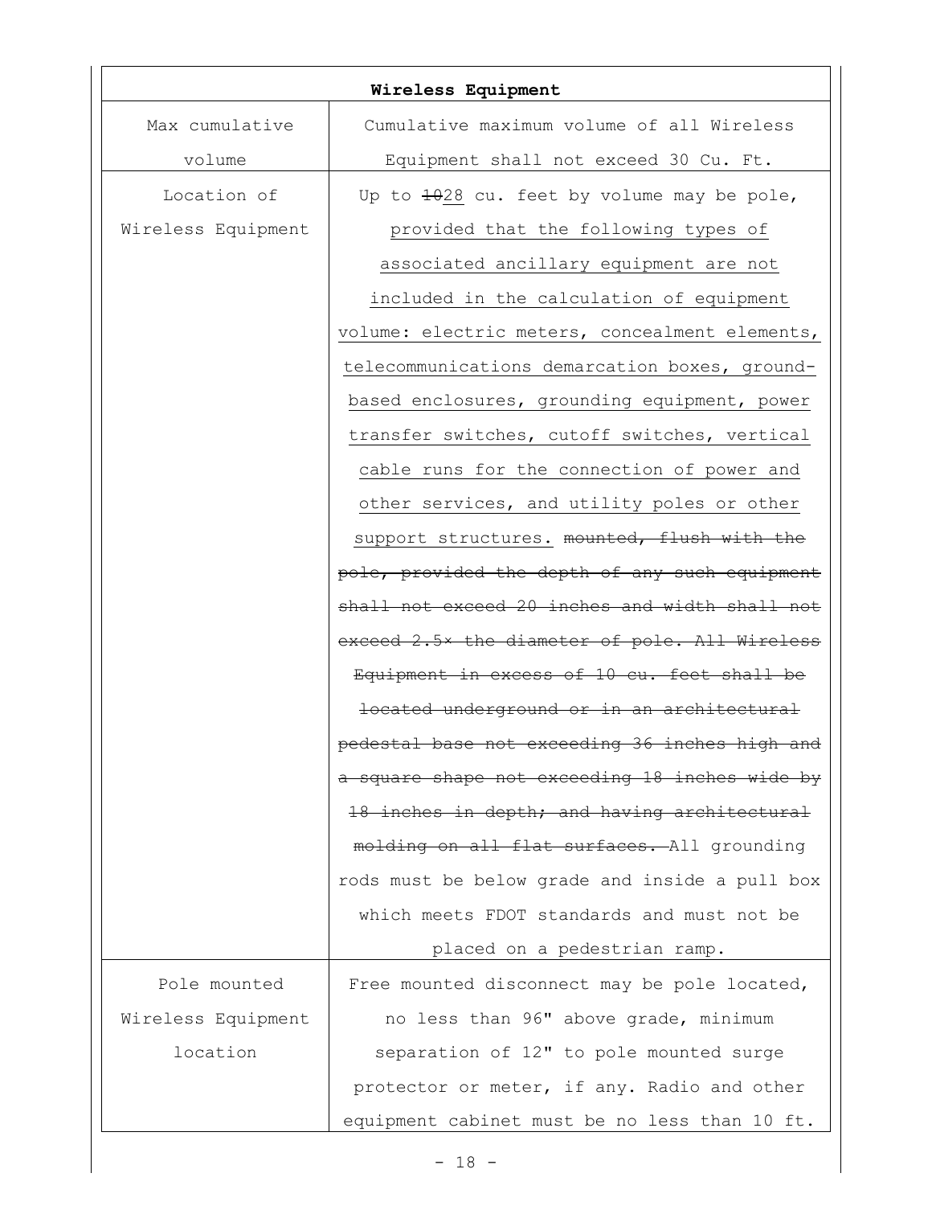| Wireless Equipment | |
|---|---|
| Max cumulative volume | Cumulative maximum volume of all Wireless Equipment shall not exceed 30 Cu. Ft. |
| Location of Wireless Equipment | Up to ~~10~~28 cu. feet by volume may be pole, provided that the following types of associated ancillary equipment are not included in the calculation of equipment volume: electric meters, concealment elements, telecommunications demarcation boxes, ground-based enclosures, grounding equipment, power transfer switches, cutoff switches, vertical cable runs for the connection of power and other services, and utility poles or other support structures. ~~mounted, flush with the pole, provided the depth of any such equipment shall not exceed 20 inches and width shall not exceed 2.5× the diameter of pole. All Wireless Equipment in excess of 10 cu. feet shall be located underground or in an architectural pedestal base not exceeding 36 inches high and a square shape not exceeding 18 inches wide by 18 inches in depth; and having architectural molding on all flat surfaces.~~ All grounding rods must be below grade and inside a pull box which meets FDOT standards and must not be placed on a pedestrian ramp. |
| Pole mounted Wireless Equipment location | Free mounted disconnect may be pole located, no less than 96" above grade, minimum separation of 12" to pole mounted surge protector or meter, if any. Radio and other equipment cabinet must be no less than 10 ft. |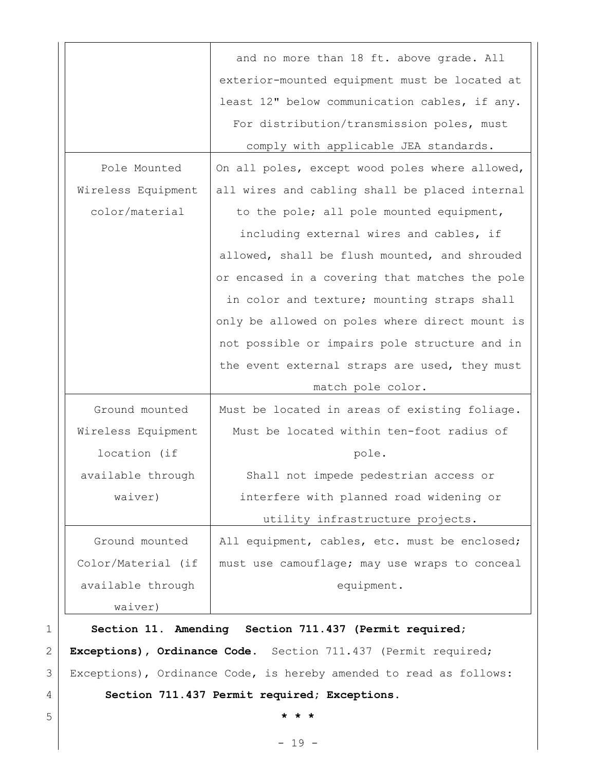| | |
|---|---|
| | and no more than 18 ft. above grade. All exterior-mounted equipment must be located at least 12" below communication cables, if any. For distribution/transmission poles, must comply with applicable JEA standards. |
| Pole Mounted Wireless Equipment color/material | On all poles, except wood poles where allowed, all wires and cabling shall be placed internal to the pole; all pole mounted equipment, including external wires and cables, if allowed, shall be flush mounted, and shrouded or encased in a covering that matches the pole in color and texture; mounting straps shall only be allowed on poles where direct mount is not possible or impairs pole structure and in the event external straps are used, they must match pole color. |
| Ground mounted Wireless Equipment location (if available through waiver) | Must be located in areas of existing foliage. Must be located within ten-foot radius of pole. Shall not impede pedestrian access or interfere with planned road widening or utility infrastructure projects. |
| Ground mounted Color/Material (if available through waiver) | All equipment, cables, etc. must be enclosed; must use camouflage; may use wraps to conceal equipment. |

**Section 11. Amending Section 711.437 (Permit required; Exceptions), Ordinance Code.** Section 711.437 (Permit required; Exceptions), Ordinance Code, is hereby amended to read as follows:

**Section 711.437 Permit required; Exceptions.**

\* \* \*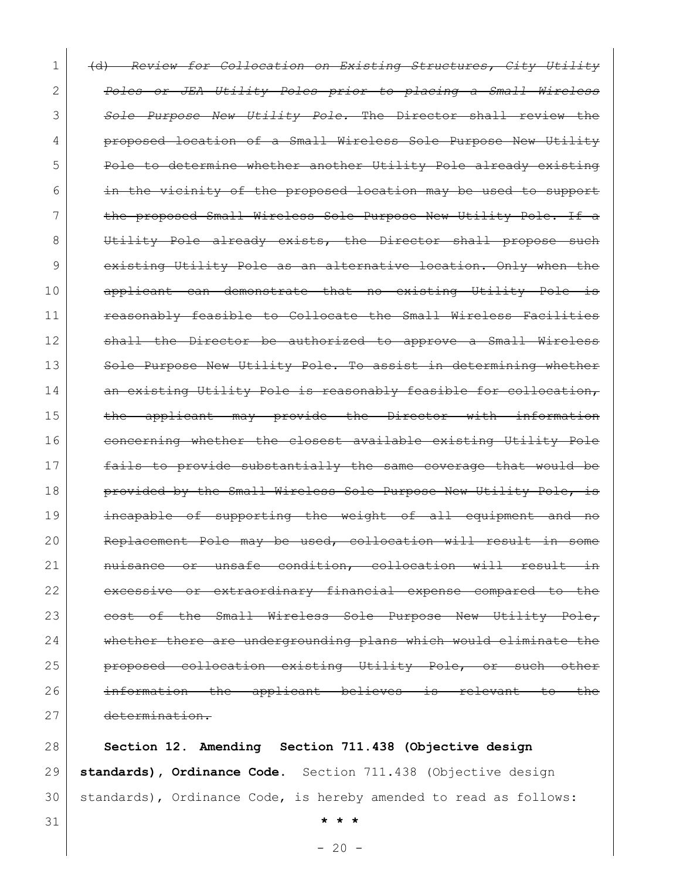~~(d) *Review for Collocation on Existing Structures, City Utility Poles or JEA Utility Poles prior to placing a Small Wireless Sole Purpose New Utility Pole.* The Director shall review the proposed location of a Small Wireless Sole Purpose New Utility Pole to determine whether another Utility Pole already existing in the vicinity of the proposed location may be used to support the proposed Small Wireless Sole Purpose New Utility Pole. If a Utility Pole already exists, the Director shall propose such existing Utility Pole as an alternative location. Only when the applicant can demonstrate that no existing Utility Pole is reasonably feasible to Collocate the Small Wireless Facilities shall the Director be authorized to approve a Small Wireless Sole Purpose New Utility Pole. To assist in determining whether an existing Utility Pole is reasonably feasible for collocation, the applicant may provide the Director with information concerning whether the closest available existing Utility Pole fails to provide substantially the same coverage that would be provided by the Small Wireless Sole Purpose New Utility Pole, is incapable of supporting the weight of all equipment and no Replacement Pole may be used, collocation will result in some nuisance or unsafe condition, collocation will result in excessive or extraordinary financial expense compared to the cost of the Small Wireless Sole Purpose New Utility Pole, whether there are undergrounding plans which would eliminate the proposed collocation existing Utility Pole, or such other information the applicant believes is relevant to the determination.~~

**Section 12. Amending Section 711.438 (Objective design standards), Ordinance Code.** Section 711.438 (Objective design standards), Ordinance Code, is hereby amended to read as follows:

\* \* \*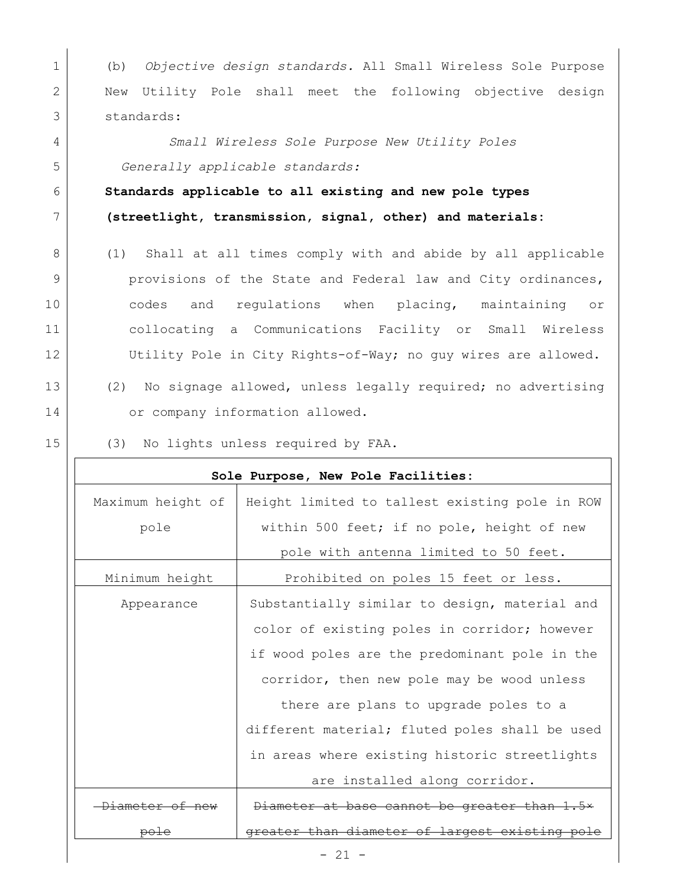(b) *Objective design standards.* All Small Wireless Sole Purpose New Utility Pole shall meet the following objective design standards:

*Small Wireless Sole Purpose New Utility Poles*

*Generally applicable standards:*

**Standards applicable to all existing and new pole types (streetlight, transmission, signal, other) and materials:**

(1) Shall at all times comply with and abide by all applicable provisions of the State and Federal law and City ordinances, codes and regulations when placing, maintaining or collocating a Communications Facility or Small Wireless Utility Pole in City Rights-of-Way; no guy wires are allowed.

(2) No signage allowed, unless legally required; no advertising or company information allowed.

(3) No lights unless required by FAA.

| **Sole Purpose, New Pole Facilities:** | |
|---|---|
| Maximum height of pole | Height limited to tallest existing pole in ROW within 500 feet; if no pole, height of new pole with antenna limited to 50 feet. |
| Minimum height | Prohibited on poles 15 feet or less. |
| Appearance | Substantially similar to design, material and color of existing poles in corridor; however if wood poles are the predominant pole in the corridor, then new pole may be wood unless there are plans to upgrade poles to a different material; fluted poles shall be used in areas where existing historic streetlights are installed along corridor. |
| ~~Diameter of new pole~~ | ~~Diameter at base cannot be greater than 1.5× greater than diameter of largest existing pole~~ |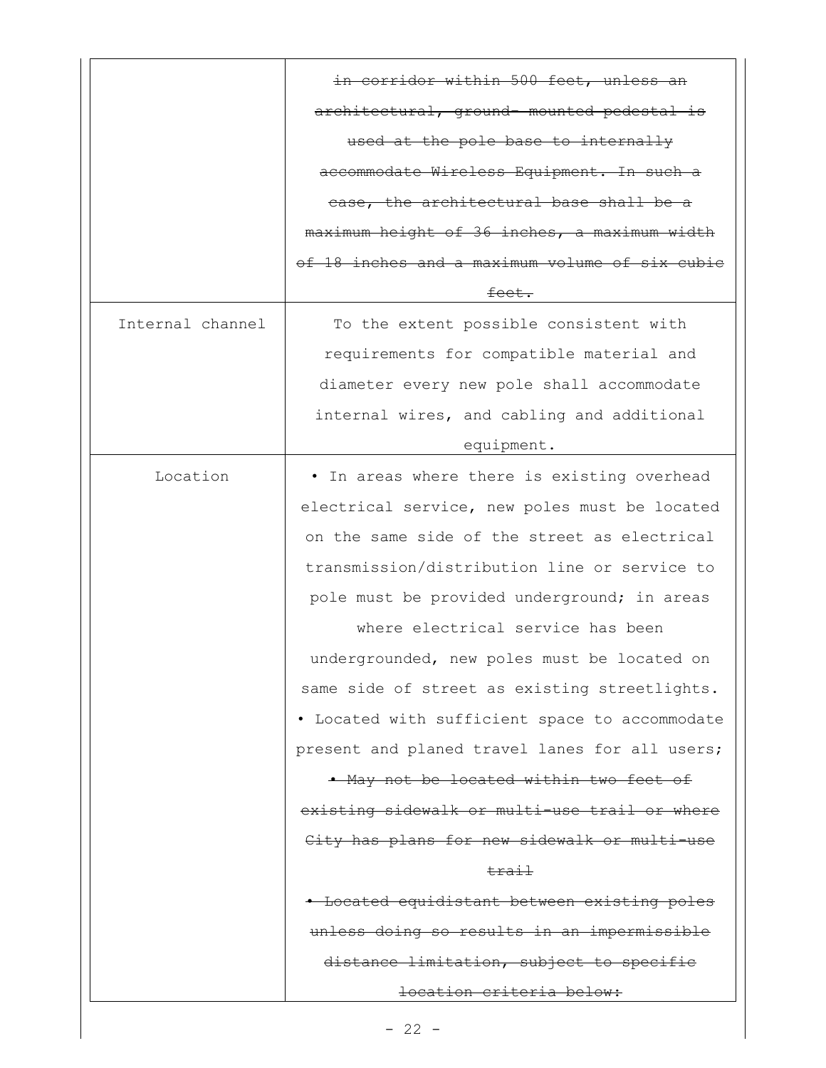| | |
|---|---|
| | ~~in corridor within 500 feet, unless an architectural, ground- mounted pedestal is used at the pole base to internally accommodate Wireless Equipment. In such a case, the architectural base shall be a maximum height of 36 inches, a maximum width of 18 inches and a maximum volume of six cubic feet.~~ |
| Internal channel | To the extent possible consistent with requirements for compatible material and diameter every new pole shall accommodate internal wires, and cabling and additional equipment. |
| Location | • In areas where there is existing overhead electrical service, new poles must be located on the same side of the street as electrical transmission/distribution line or service to pole must be provided underground; in areas where electrical service has been undergrounded, new poles must be located on same side of street as existing streetlights.<br>• Located with sufficient space to accommodate present and planed travel lanes for all users;<br>~~• May not be located within two feet of existing sidewalk or multi-use trail or where City has plans for new sidewalk or multi-use trail~~<br>~~• Located equidistant between existing poles unless doing so results in an impermissible distance limitation, subject to specific location criteria below:~~ |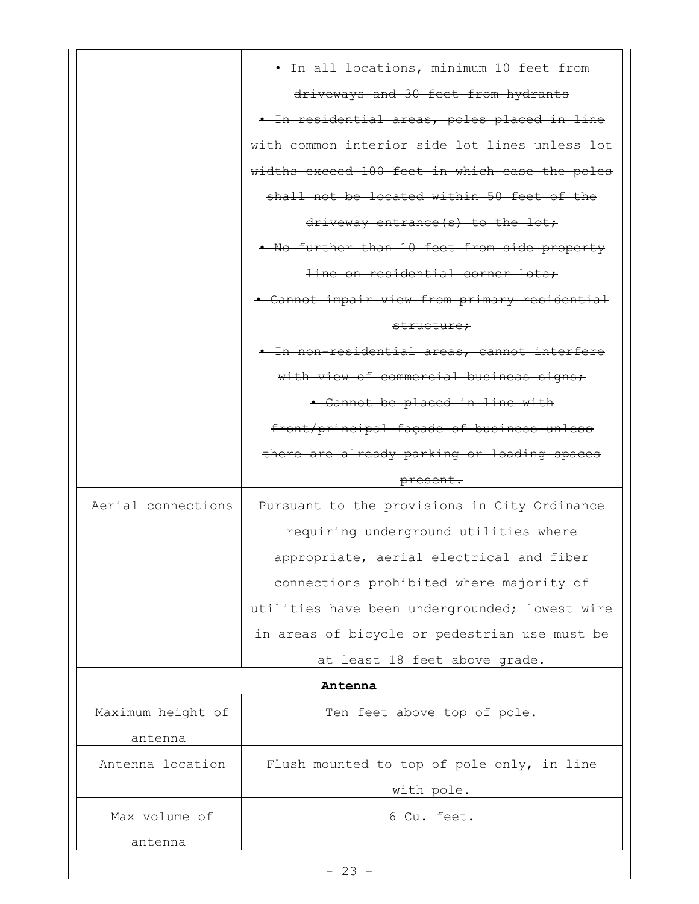| | |
|---|---|
| | ~~• In all locations, minimum 10 feet from driveways and 30 feet from hydrants~~<br>~~• In residential areas, poles placed in line with common interior side lot lines unless lot widths exceed 100 feet in which case the poles shall not be located within 50 feet of the driveway entrance(s) to the lot;~~<br>~~• No further than 10 feet from side property line on residential corner lots;~~ |
| | ~~• Cannot impair view from primary residential structure;~~<br>~~• In non-residential areas, cannot interfere with view of commercial business signs;~~<br>~~• Cannot be placed in line with front/principal façade of business unless there are already parking or loading spaces present.~~ |
| Aerial connections | Pursuant to the provisions in City Ordinance requiring underground utilities where appropriate, aerial electrical and fiber connections prohibited where majority of utilities have been undergrounded; lowest wire in areas of bicycle or pedestrian use must be at least 18 feet above grade. |
| **Antenna** | |
| Maximum height of antenna | Ten feet above top of pole. |
| Antenna location | Flush mounted to top of pole only, in line with pole. |
| Max volume of antenna | 6 Cu. feet. |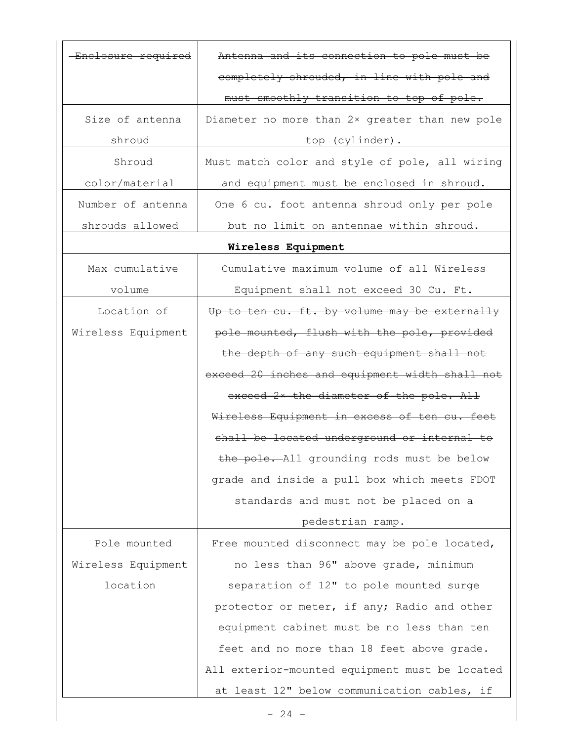| | |
|---|---|
| ~~Enclosure required~~ | ~~Antenna and its connection to pole must be completely shrouded, in line with pole and must smoothly transition to top of pole.~~ |
| Size of antenna shroud | Diameter no more than 2× greater than new pole top (cylinder). |
| Shroud color/material | Must match color and style of pole, all wiring and equipment must be enclosed in shroud. |
| Number of antenna shrouds allowed | One 6 cu. foot antenna shroud only per pole but no limit on antennae within shroud. |
| **Wireless Equipment** | |
| Max cumulative volume | Cumulative maximum volume of all Wireless Equipment shall not exceed 30 Cu. Ft. |
| Location of Wireless Equipment | ~~Up to ten cu. ft. by volume may be externally pole mounted, flush with the pole, provided the depth of any such equipment shall not exceed 20 inches and equipment width shall not exceed 2× the diameter of the pole. All Wireless Equipment in excess of ten cu. feet shall be located underground or internal to the pole.~~ All grounding rods must be below grade and inside a pull box which meets FDOT standards and must not be placed on a pedestrian ramp. |
| Pole mounted Wireless Equipment location | Free mounted disconnect may be pole located, no less than 96" above grade, minimum separation of 12" to pole mounted surge protector or meter, if any; Radio and other equipment cabinet must be no less than ten feet and no more than 18 feet above grade. All exterior-mounted equipment must be located at least 12" below communication cables, if |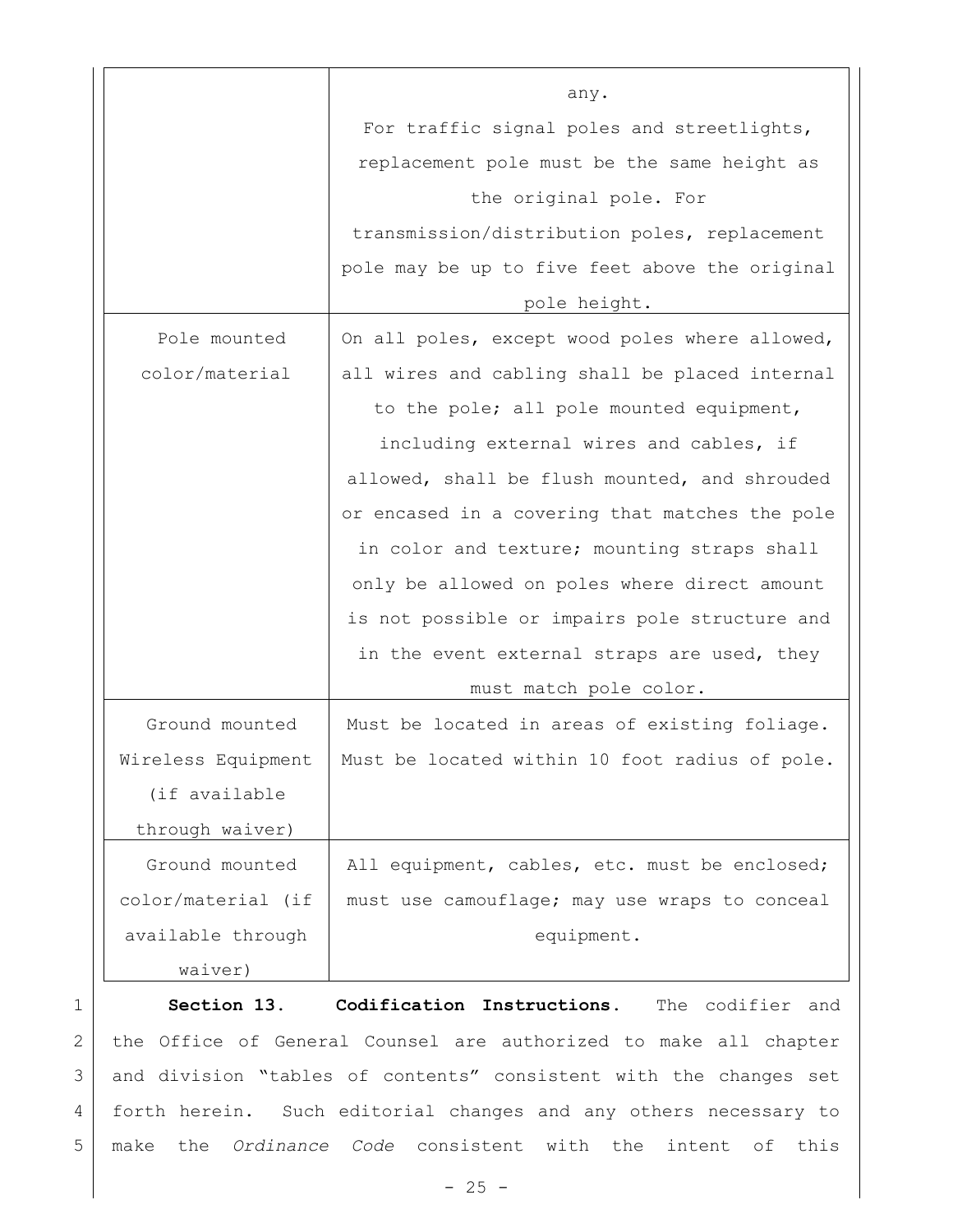| | |
|---|---|
| | any. For traffic signal poles and streetlights, replacement pole must be the same height as the original pole. For transmission/distribution poles, replacement pole may be up to five feet above the original pole height. |
| Pole mounted color/material | On all poles, except wood poles where allowed, all wires and cabling shall be placed internal to the pole; all pole mounted equipment, including external wires and cables, if allowed, shall be flush mounted, and shrouded or encased in a covering that matches the pole in color and texture; mounting straps shall only be allowed on poles where direct amount is not possible or impairs pole structure and in the event external straps are used, they must match pole color. |
| Ground mounted Wireless Equipment (if available through waiver) | Must be located in areas of existing foliage. Must be located within 10 foot radius of pole. |
| Ground mounted color/material (if available through waiver) | All equipment, cables, etc. must be enclosed; must use camouflage; may use wraps to conceal equipment. |

**Section 13. Codification Instructions.** The codifier and the Office of General Counsel are authorized to make all chapter and division "tables of contents" consistent with the changes set forth herein. Such editorial changes and any others necessary to make the *Ordinance Code* consistent with the intent of this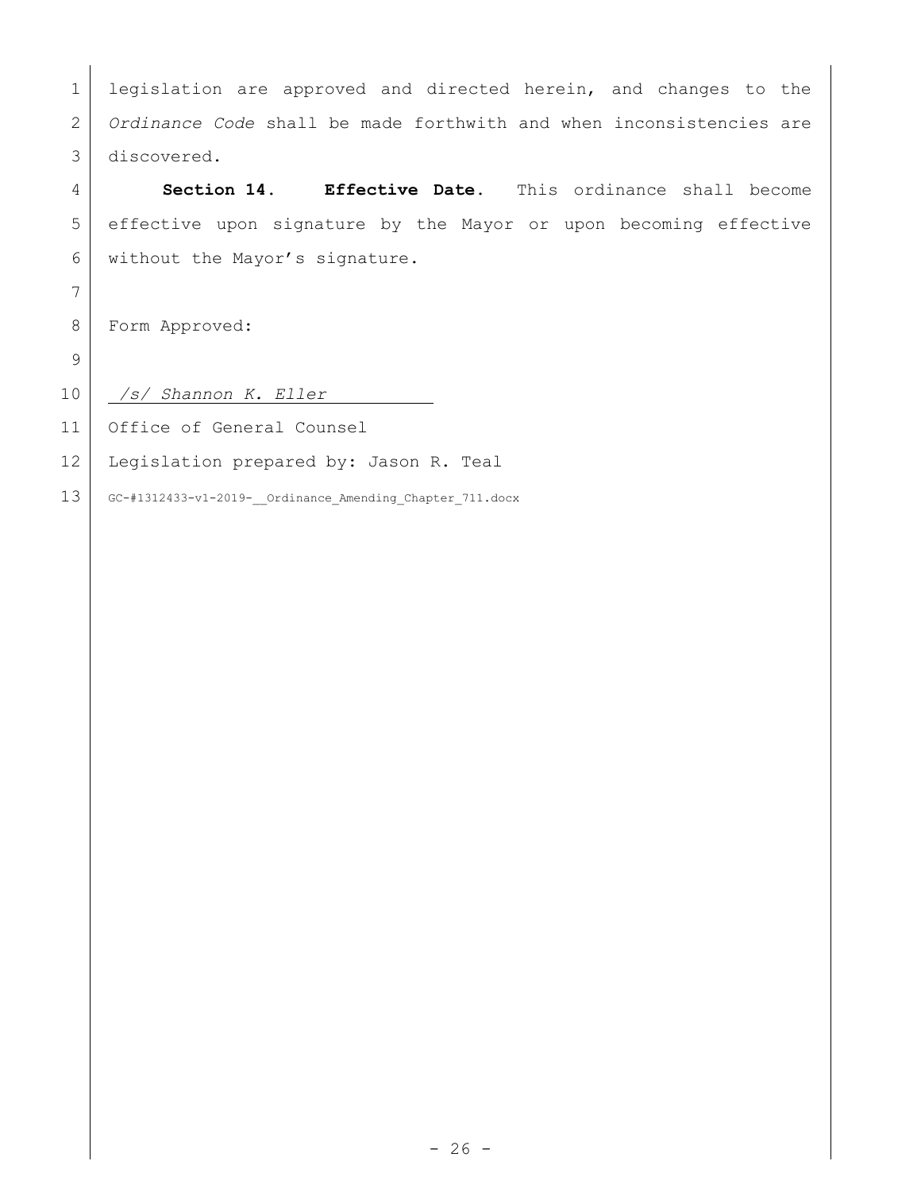legislation are approved and directed herein, and changes to the *Ordinance Code* shall be made forthwith and when inconsistencies are discovered.

**Section 14. Effective Date.** This ordinance shall become effective upon signature by the Mayor or upon becoming effective without the Mayor's signature.

Form Approved:

*/s/ Shannon K. Eller*

Office of General Counsel

Legislation prepared by: Jason R. Teal

GC-#1312433-v1-2019-__Ordinance_Amending_Chapter_711.docx